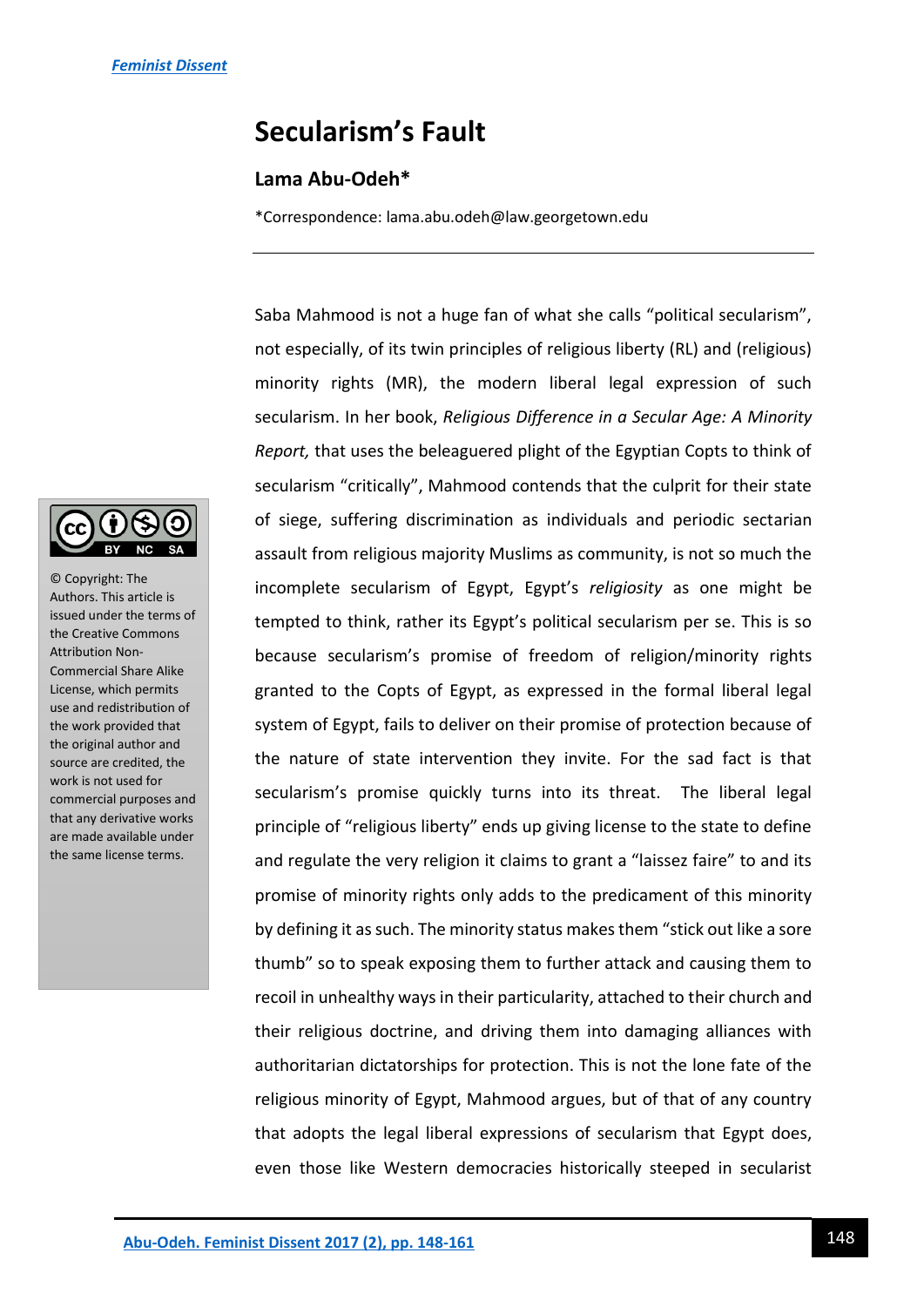# Secularism's Fault

## Lama Abu-Odeh*

*Correspondence: lama.abu.odeh@law.georgetown.edu

© Copyright: The Authors. This article is issued under the terms of the Creative Commons Attribution Non-Commercial Share Alike License, which permits use and redistribution of the work provided that the original author and source are credited, the work is not used for commercial purposes and that any derivative works are made available under the same license terms.

---

Saba Mahmood is not a huge fan of what she calls "political secularism", not especially, of its twin principles of religious liberty (RL) and (religious) minority rights (MR), the modern liberal legal expression of such secularism. In her book, *Religious Difference in a Secular Age: A Minority Report,* that uses the beleaguered plight of the Egyptian Copts to think of secularism "critically", Mahmood contends that the culprit for their state of siege, suffering discrimination as individuals and periodic sectarian assault from religious majority Muslims as community, is not so much the incomplete secularism of Egypt, Egypt's *religiosity* as one might be tempted to think, rather its Egypt's political secularism per se. This is so because secularism's promise of freedom of religion/minority rights granted to the Copts of Egypt, as expressed in the formal liberal legal system of Egypt, fails to deliver on their promise of protection because of the nature of state intervention they invite. For the sad fact is that secularism's promise quickly turns into its threat. The liberal legal principle of "religious liberty" ends up giving license to the state to define and regulate the very religion it claims to grant a "laissez faire" to and its promise of minority rights only adds to the predicament of this minority by defining it as such. The minority status makes them "stick out like a sore thumb" so to speak exposing them to further attack and causing them to recoil in unhealthy ways in their particularity, attached to their church and their religious doctrine, and driving them into damaging alliances with authoritarian dictatorships for protection. This is not the lone fate of the religious minority of Egypt, Mahmood argues, but of that of any country that adopts the legal liberal expressions of secularism that Egypt does, even those like Western democracies historically steeped in secularist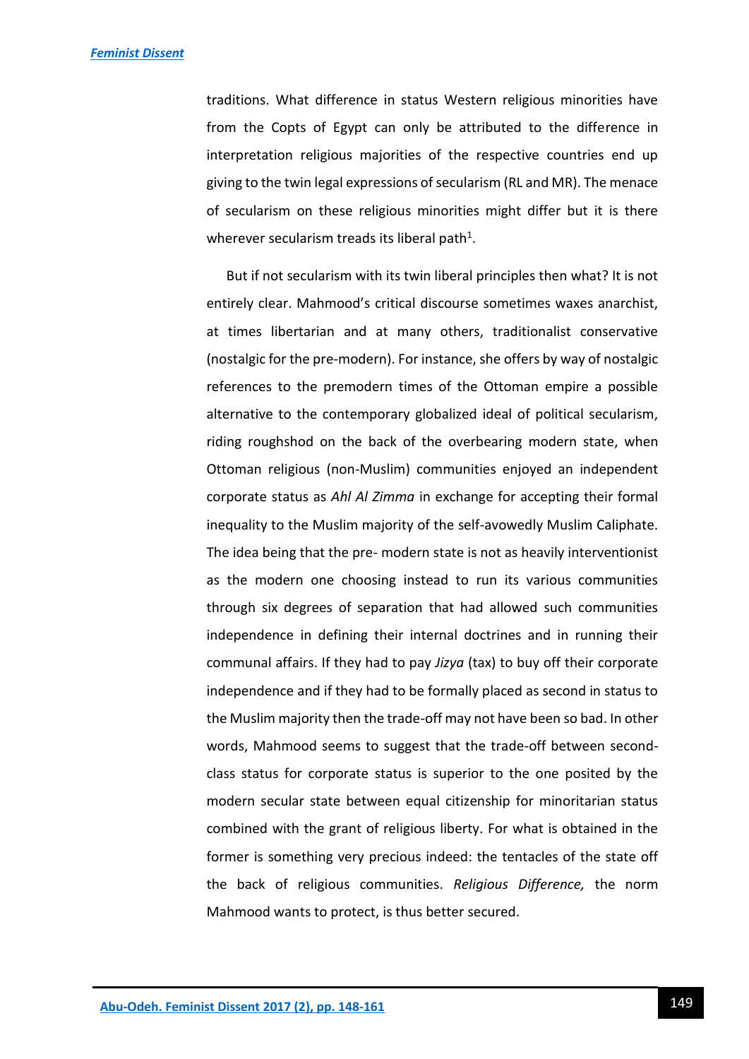traditions. What difference in status Western religious minorities have from the Copts of Egypt can only be attributed to the difference in interpretation religious majorities of the respective countries end up giving to the twin legal expressions of secularism (RL and MR). The menace of secularism on these religious minorities might differ but it is there wherever secularism treads its liberal path[1].

But if not secularism with its twin liberal principles then what? It is not entirely clear. Mahmood's critical discourse sometimes waxes anarchist, at times libertarian and at many others, traditionalist conservative (nostalgic for the pre-modern). For instance, she offers by way of nostalgic references to the premodern times of the Ottoman empire a possible alternative to the contemporary globalized ideal of political secularism, riding roughshod on the back of the overbearing modern state, when Ottoman religious (non-Muslim) communities enjoyed an independent corporate status as *Ahl Al Zimma* in exchange for accepting their formal inequality to the Muslim majority of the self-avowedly Muslim Caliphate. The idea being that the pre- modern state is not as heavily interventionist as the modern one choosing instead to run its various communities through six degrees of separation that had allowed such communities independence in defining their internal doctrines and in running their communal affairs. If they had to pay *Jizya* (tax) to buy off their corporate independence and if they had to be formally placed as second in status to the Muslim majority then the trade-off may not have been so bad. In other words, Mahmood seems to suggest that the trade-off between second-class status for corporate status is superior to the one posited by the modern secular state between equal citizenship for minoritarian status combined with the grant of religious liberty. For what is obtained in the former is something very precious indeed: the tentacles of the state off the back of religious communities. *Religious Difference,* the norm Mahmood wants to protect, is thus better secured.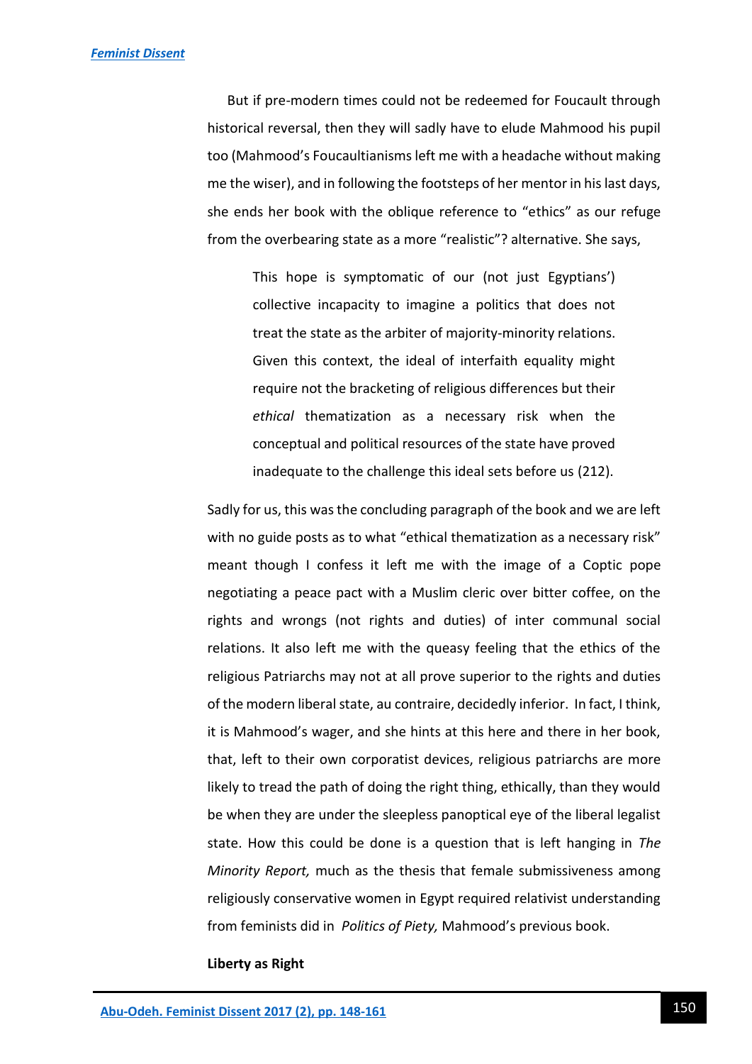But if pre-modern times could not be redeemed for Foucault through historical reversal, then they will sadly have to elude Mahmood his pupil too (Mahmood's Foucaultianisms left me with a headache without making me the wiser), and in following the footsteps of her mentor in his last days, she ends her book with the oblique reference to "ethics" as our refuge from the overbearing state as a more "realistic"? alternative. She says,

> This hope is symptomatic of our (not just Egyptians') collective incapacity to imagine a politics that does not treat the state as the arbiter of majority-minority relations. Given this context, the ideal of interfaith equality might require not the bracketing of religious differences but their *ethical* thematization as a necessary risk when the conceptual and political resources of the state have proved inadequate to the challenge this ideal sets before us (212).

Sadly for us, this was the concluding paragraph of the book and we are left with no guide posts as to what "ethical thematization as a necessary risk" meant though I confess it left me with the image of a Coptic pope negotiating a peace pact with a Muslim cleric over bitter coffee, on the rights and wrongs (not rights and duties) of inter communal social relations. It also left me with the queasy feeling that the ethics of the religious Patriarchs may not at all prove superior to the rights and duties of the modern liberal state, au contraire, decidedly inferior. In fact, I think, it is Mahmood's wager, and she hints at this here and there in her book, that, left to their own corporatist devices, religious patriarchs are more likely to tread the path of doing the right thing, ethically, than they would be when they are under the sleepless panoptical eye of the liberal legalist state. How this could be done is a question that is left hanging in *The Minority Report,* much as the thesis that female submissiveness among religiously conservative women in Egypt required relativist understanding from feminists did in *Politics of Piety,* Mahmood's previous book.

**Liberty as Right**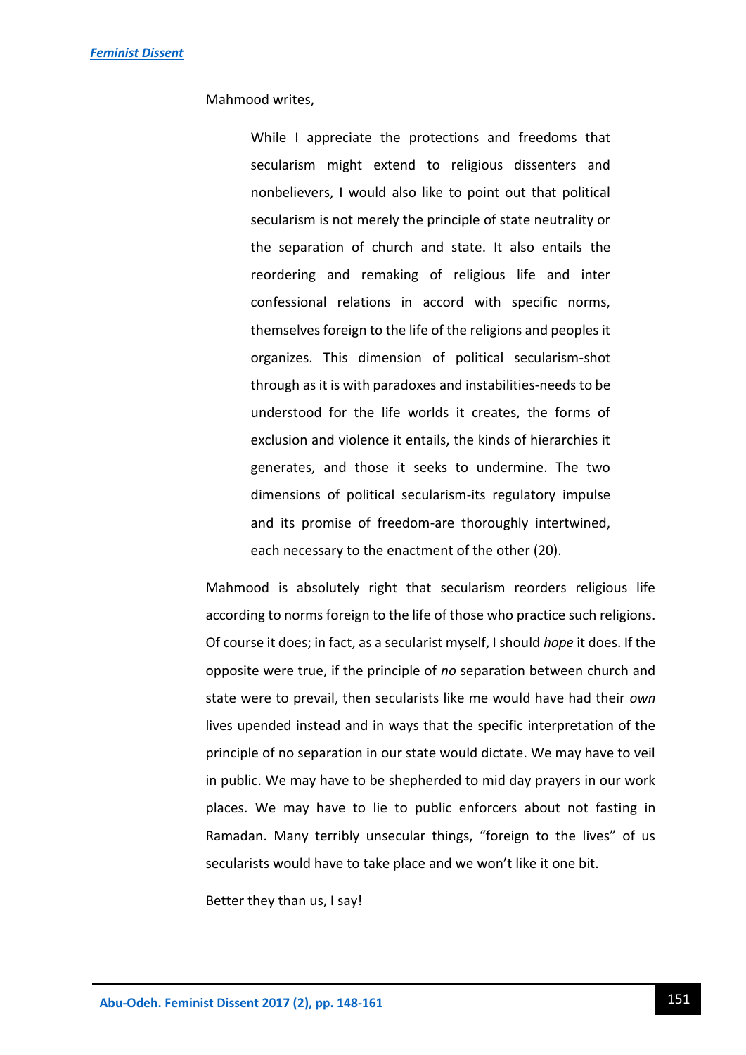Mahmood writes,

> While I appreciate the protections and freedoms that secularism might extend to religious dissenters and nonbelievers, I would also like to point out that political secularism is not merely the principle of state neutrality or the separation of church and state. It also entails the reordering and remaking of religious life and inter confessional relations in accord with specific norms, themselves foreign to the life of the religions and peoples it organizes. This dimension of political secularism-shot through as it is with paradoxes and instabilities-needs to be understood for the life worlds it creates, the forms of exclusion and violence it entails, the kinds of hierarchies it generates, and those it seeks to undermine. The two dimensions of political secularism-its regulatory impulse and its promise of freedom-are thoroughly intertwined, each necessary to the enactment of the other (20).

Mahmood is absolutely right that secularism reorders religious life according to norms foreign to the life of those who practice such religions. Of course it does; in fact, as a secularist myself, I should *hope* it does. If the opposite were true, if the principle of *no* separation between church and state were to prevail, then secularists like me would have had their *own* lives upended instead and in ways that the specific interpretation of the principle of no separation in our state would dictate. We may have to veil in public. We may have to be shepherded to mid day prayers in our work places. We may have to lie to public enforcers about not fasting in Ramadan. Many terribly unsecular things, "foreign to the lives" of us secularists would have to take place and we won't like it one bit.

Better they than us, I say!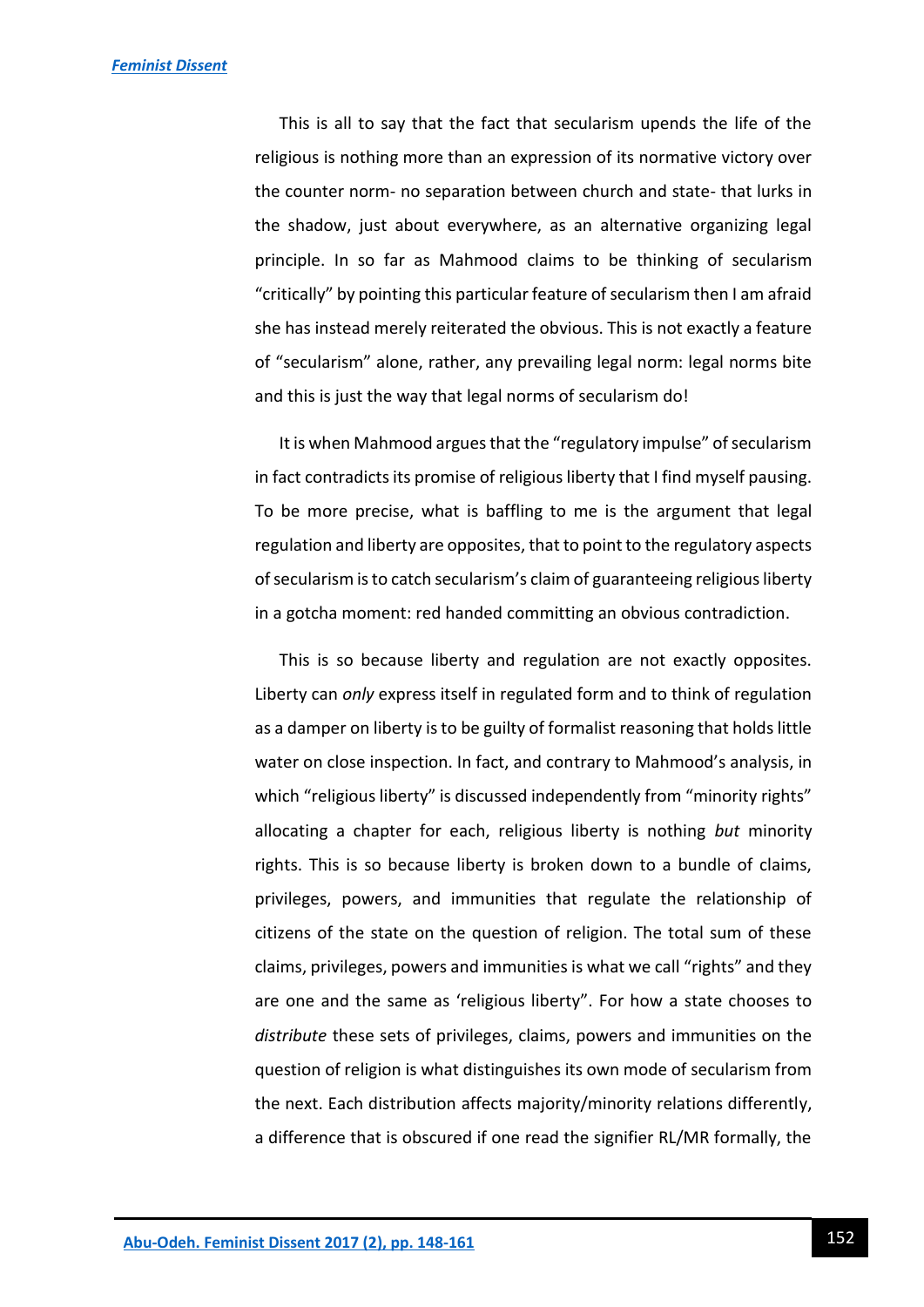This is all to say that the fact that secularism upends the life of the religious is nothing more than an expression of its normative victory over the counter norm- no separation between church and state- that lurks in the shadow, just about everywhere, as an alternative organizing legal principle. In so far as Mahmood claims to be thinking of secularism "critically" by pointing this particular feature of secularism then I am afraid she has instead merely reiterated the obvious. This is not exactly a feature of "secularism" alone, rather, any prevailing legal norm: legal norms bite and this is just the way that legal norms of secularism do!

It is when Mahmood argues that the "regulatory impulse" of secularism in fact contradicts its promise of religious liberty that I find myself pausing. To be more precise, what is baffling to me is the argument that legal regulation and liberty are opposites, that to point to the regulatory aspects of secularism is to catch secularism's claim of guaranteeing religious liberty in a gotcha moment: red handed committing an obvious contradiction.

This is so because liberty and regulation are not exactly opposites. Liberty can *only* express itself in regulated form and to think of regulation as a damper on liberty is to be guilty of formalist reasoning that holds little water on close inspection. In fact, and contrary to Mahmood's analysis, in which "religious liberty" is discussed independently from "minority rights" allocating a chapter for each, religious liberty is nothing *but* minority rights. This is so because liberty is broken down to a bundle of claims, privileges, powers, and immunities that regulate the relationship of citizens of the state on the question of religion. The total sum of these claims, privileges, powers and immunities is what we call "rights" and they are one and the same as 'religious liberty". For how a state chooses to *distribute* these sets of privileges, claims, powers and immunities on the question of religion is what distinguishes its own mode of secularism from the next. Each distribution affects majority/minority relations differently, a difference that is obscured if one read the signifier RL/MR formally, the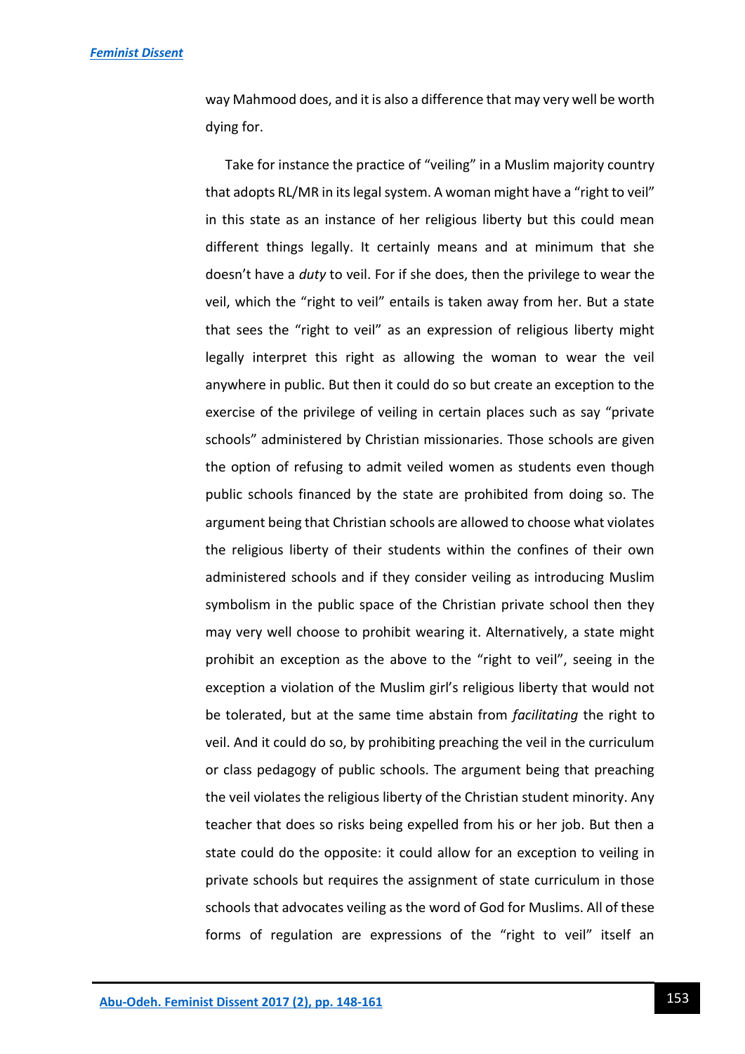way Mahmood does, and it is also a difference that may very well be worth dying for.

Take for instance the practice of "veiling" in a Muslim majority country that adopts RL/MR in its legal system. A woman might have a "right to veil" in this state as an instance of her religious liberty but this could mean different things legally. It certainly means and at minimum that she doesn't have a *duty* to veil. For if she does, then the privilege to wear the veil, which the "right to veil" entails is taken away from her. But a state that sees the "right to veil" as an expression of religious liberty might legally interpret this right as allowing the woman to wear the veil anywhere in public. But then it could do so but create an exception to the exercise of the privilege of veiling in certain places such as say "private schools" administered by Christian missionaries. Those schools are given the option of refusing to admit veiled women as students even though public schools financed by the state are prohibited from doing so. The argument being that Christian schools are allowed to choose what violates the religious liberty of their students within the confines of their own administered schools and if they consider veiling as introducing Muslim symbolism in the public space of the Christian private school then they may very well choose to prohibit wearing it. Alternatively, a state might prohibit an exception as the above to the "right to veil", seeing in the exception a violation of the Muslim girl's religious liberty that would not be tolerated, but at the same time abstain from *facilitating* the right to veil. And it could do so, by prohibiting preaching the veil in the curriculum or class pedagogy of public schools. The argument being that preaching the veil violates the religious liberty of the Christian student minority. Any teacher that does so risks being expelled from his or her job. But then a state could do the opposite: it could allow for an exception to veiling in private schools but requires the assignment of state curriculum in those schools that advocates veiling as the word of God for Muslims. All of these forms of regulation are expressions of the "right to veil" itself an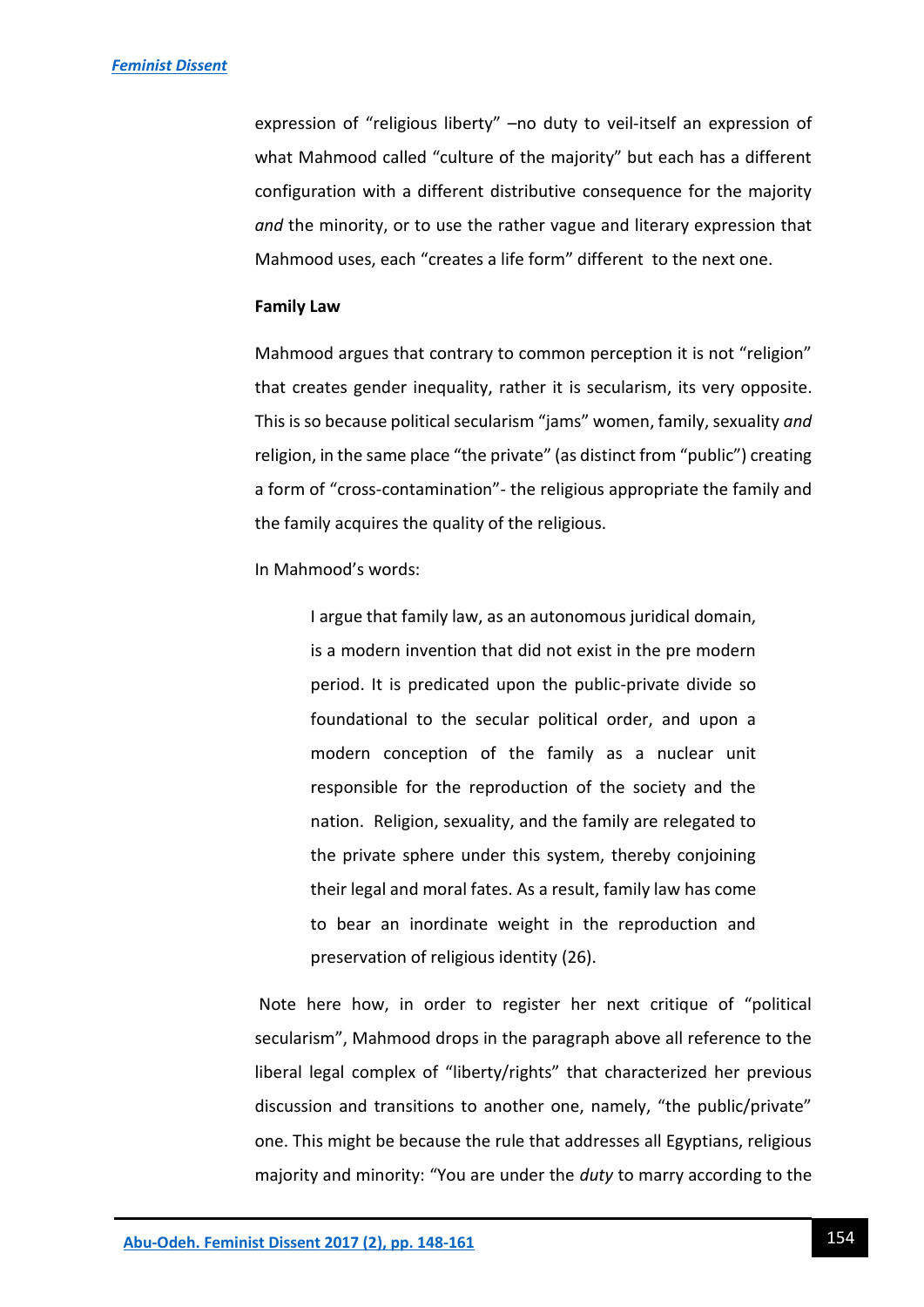expression of “religious liberty” –no duty to veil-itself an expression of what Mahmood called “culture of the majority” but each has a different configuration with a different distributive consequence for the majority *and* the minority, or to use the rather vague and literary expression that Mahmood uses, each “creates a life form” different to the next one.

**Family Law**

Mahmood argues that contrary to common perception it is not “religion” that creates gender inequality, rather it is secularism, its very opposite. This is so because political secularism “jams” women, family, sexuality *and* religion, in the same place “the private” (as distinct from “public”) creating a form of “cross-contamination”- the religious appropriate the family and the family acquires the quality of the religious.

In Mahmood’s words:

> I argue that family law, as an autonomous juridical domain, is a modern invention that did not exist in the pre modern period. It is predicated upon the public-private divide so foundational to the secular political order, and upon a modern conception of the family as a nuclear unit responsible for the reproduction of the society and the nation. Religion, sexuality, and the family are relegated to the private sphere under this system, thereby conjoining their legal and moral fates. As a result, family law has come to bear an inordinate weight in the reproduction and preservation of religious identity (26).

Note here how, in order to register her next critique of “political secularism”, Mahmood drops in the paragraph above all reference to the liberal legal complex of “liberty/rights” that characterized her previous discussion and transitions to another one, namely, “the public/private” one. This might be because the rule that addresses all Egyptians, religious majority and minority: “You are under the *duty* to marry according to the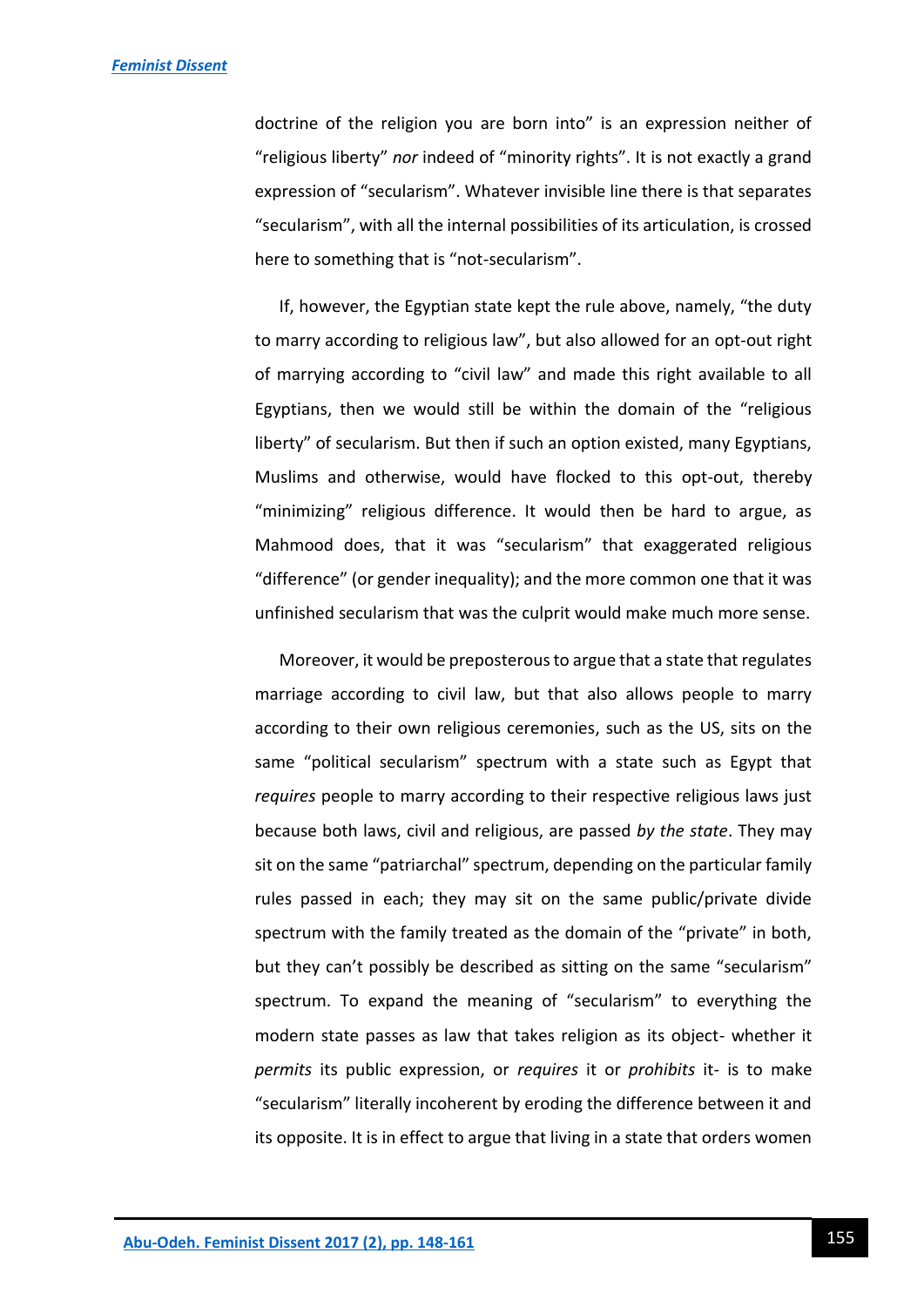doctrine of the religion you are born into" is an expression neither of "religious liberty" *nor* indeed of "minority rights". It is not exactly a grand expression of "secularism". Whatever invisible line there is that separates "secularism", with all the internal possibilities of its articulation, is crossed here to something that is "not-secularism".

If, however, the Egyptian state kept the rule above, namely, "the duty to marry according to religious law", but also allowed for an opt-out right of marrying according to "civil law" and made this right available to all Egyptians, then we would still be within the domain of the "religious liberty" of secularism. But then if such an option existed, many Egyptians, Muslims and otherwise, would have flocked to this opt-out, thereby "minimizing" religious difference. It would then be hard to argue, as Mahmood does, that it was "secularism" that exaggerated religious "difference" (or gender inequality); and the more common one that it was unfinished secularism that was the culprit would make much more sense.

Moreover, it would be preposterous to argue that a state that regulates marriage according to civil law, but that also allows people to marry according to their own religious ceremonies, such as the US, sits on the same "political secularism" spectrum with a state such as Egypt that *requires* people to marry according to their respective religious laws just because both laws, civil and religious, are passed *by the state*. They may sit on the same "patriarchal" spectrum, depending on the particular family rules passed in each; they may sit on the same public/private divide spectrum with the family treated as the domain of the "private" in both, but they can't possibly be described as sitting on the same "secularism" spectrum. To expand the meaning of "secularism" to everything the modern state passes as law that takes religion as its object- whether it *permits* its public expression, or *requires* it or *prohibits* it- is to make "secularism" literally incoherent by eroding the difference between it and its opposite. It is in effect to argue that living in a state that orders women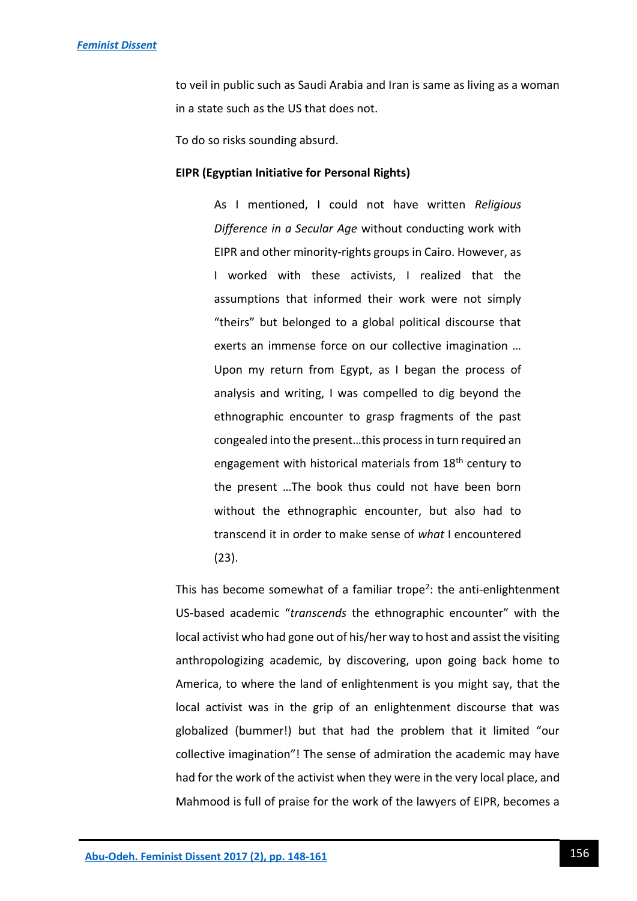to veil in public such as Saudi Arabia and Iran is same as living as a woman in a state such as the US that does not.

To do so risks sounding absurd.

**EIPR (Egyptian Initiative for Personal Rights)**

> As I mentioned, I could not have written *Religious Difference in a Secular Age* without conducting work with EIPR and other minority-rights groups in Cairo. However, as I worked with these activists, I realized that the assumptions that informed their work were not simply "theirs" but belonged to a global political discourse that exerts an immense force on our collective imagination … Upon my return from Egypt, as I began the process of analysis and writing, I was compelled to dig beyond the ethnographic encounter to grasp fragments of the past congealed into the present…this process in turn required an engagement with historical materials from 18th century to the present …The book thus could not have been born without the ethnographic encounter, but also had to transcend it in order to make sense of *what* I encountered (23).

This has become somewhat of a familiar trope[2]: the anti-enlightenment US-based academic "*transcends* the ethnographic encounter" with the local activist who had gone out of his/her way to host and assist the visiting anthropologizing academic, by discovering, upon going back home to America, to where the land of enlightenment is you might say, that the local activist was in the grip of an enlightenment discourse that was globalized (bummer!) but that had the problem that it limited "our collective imagination"! The sense of admiration the academic may have had for the work of the activist when they were in the very local place, and Mahmood is full of praise for the work of the lawyers of EIPR, becomes a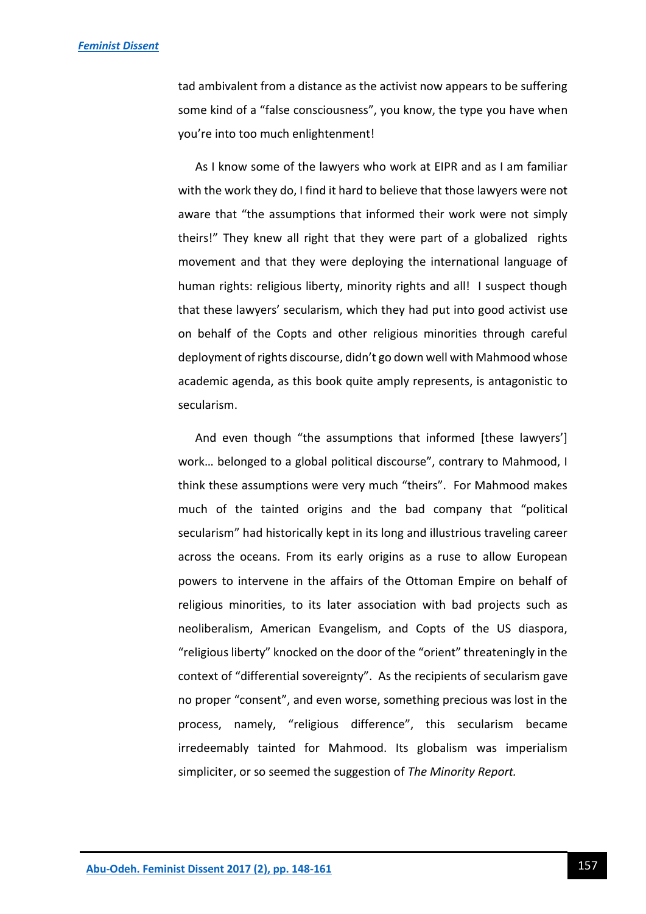tad ambivalent from a distance as the activist now appears to be suffering some kind of a "false consciousness", you know, the type you have when you're into too much enlightenment!

As I know some of the lawyers who work at EIPR and as I am familiar with the work they do, I find it hard to believe that those lawyers were not aware that "the assumptions that informed their work were not simply theirs!" They knew all right that they were part of a globalized rights movement and that they were deploying the international language of human rights: religious liberty, minority rights and all! I suspect though that these lawyers' secularism, which they had put into good activist use on behalf of the Copts and other religious minorities through careful deployment of rights discourse, didn't go down well with Mahmood whose academic agenda, as this book quite amply represents, is antagonistic to secularism.

And even though "the assumptions that informed [these lawyers'] work… belonged to a global political discourse", contrary to Mahmood, I think these assumptions were very much "theirs". For Mahmood makes much of the tainted origins and the bad company that "political secularism" had historically kept in its long and illustrious traveling career across the oceans. From its early origins as a ruse to allow European powers to intervene in the affairs of the Ottoman Empire on behalf of religious minorities, to its later association with bad projects such as neoliberalism, American Evangelism, and Copts of the US diaspora, "religious liberty" knocked on the door of the "orient" threateningly in the context of "differential sovereignty". As the recipients of secularism gave no proper "consent", and even worse, something precious was lost in the process, namely, "religious difference", this secularism became irredeemably tainted for Mahmood. Its globalism was imperialism simpliciter, or so seemed the suggestion of *The Minority Report.*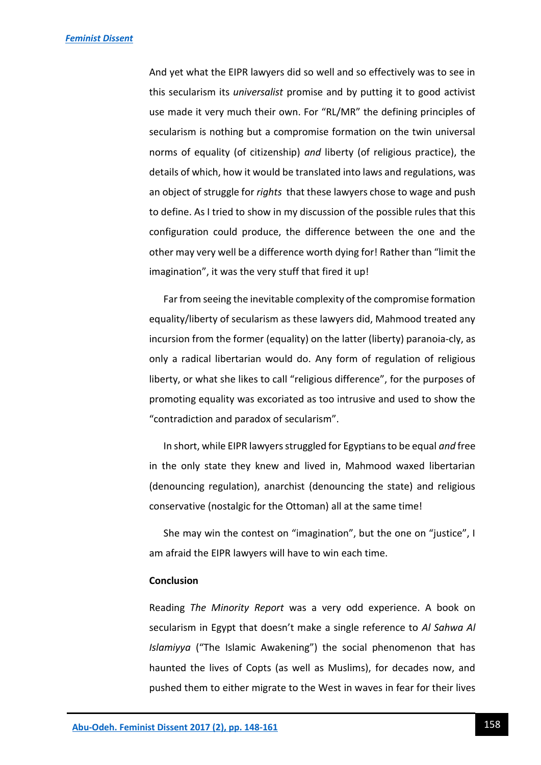And yet what the EIPR lawyers did so well and so effectively was to see in this secularism its *universalist* promise and by putting it to good activist use made it very much their own. For "RL/MR" the defining principles of secularism is nothing but a compromise formation on the twin universal norms of equality (of citizenship) *and* liberty (of religious practice), the details of which, how it would be translated into laws and regulations, was an object of struggle for *rights* that these lawyers chose to wage and push to define. As I tried to show in my discussion of the possible rules that this configuration could produce, the difference between the one and the other may very well be a difference worth dying for! Rather than "limit the imagination", it was the very stuff that fired it up!

Far from seeing the inevitable complexity of the compromise formation equality/liberty of secularism as these lawyers did, Mahmood treated any incursion from the former (equality) on the latter (liberty) paranoia-cly, as only a radical libertarian would do. Any form of regulation of religious liberty, or what she likes to call "religious difference", for the purposes of promoting equality was excoriated as too intrusive and used to show the "contradiction and paradox of secularism".

In short, while EIPR lawyers struggled for Egyptians to be equal *and* free in the only state they knew and lived in, Mahmood waxed libertarian (denouncing regulation), anarchist (denouncing the state) and religious conservative (nostalgic for the Ottoman) all at the same time!

She may win the contest on "imagination", but the one on "justice", I am afraid the EIPR lawyers will have to win each time.

**Conclusion**

Reading *The Minority Report* was a very odd experience. A book on secularism in Egypt that doesn't make a single reference to *Al Sahwa Al Islamiyya* ("The Islamic Awakening") the social phenomenon that has haunted the lives of Copts (as well as Muslims), for decades now, and pushed them to either migrate to the West in waves in fear for their lives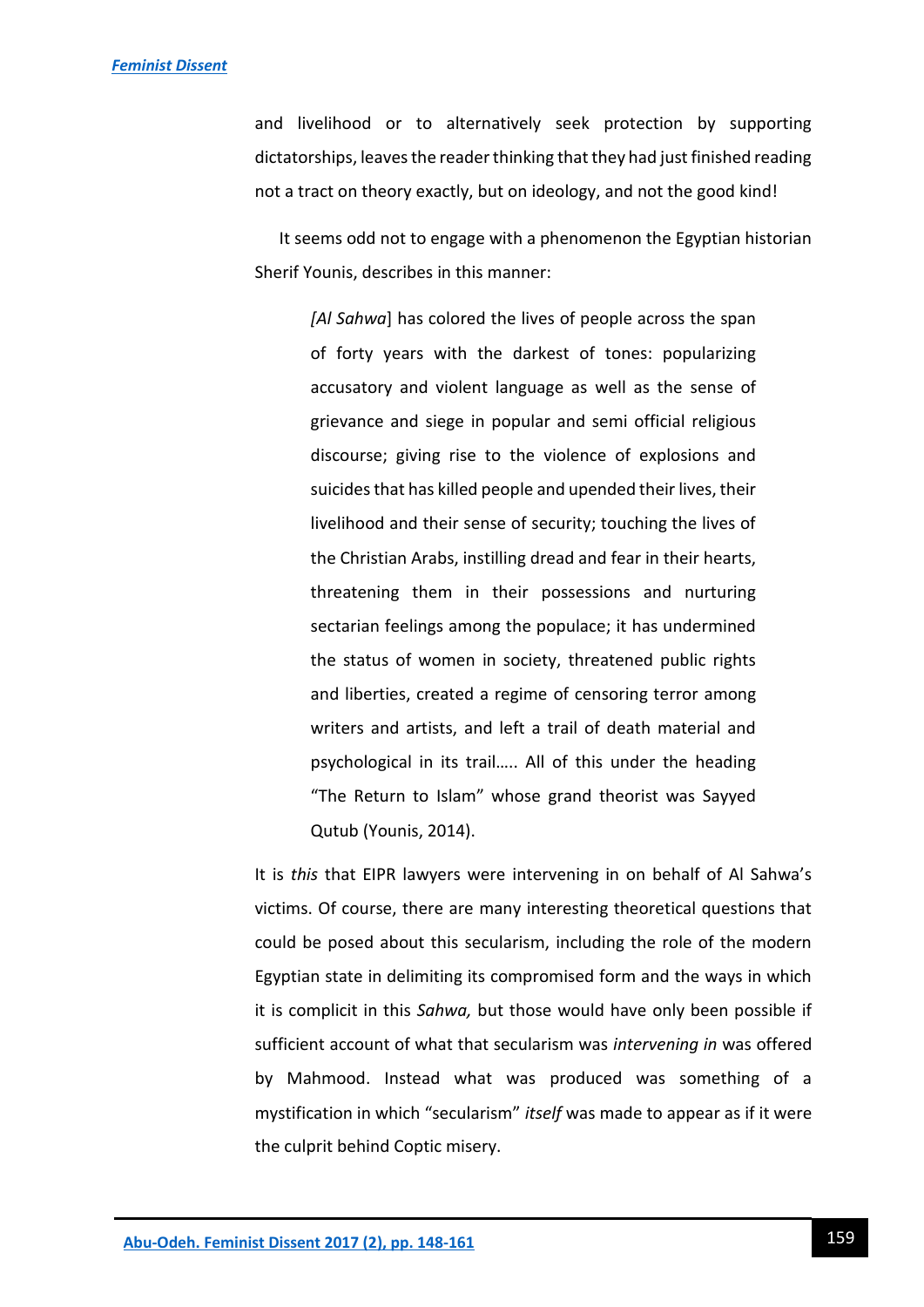and livelihood or to alternatively seek protection by supporting dictatorships, leaves the reader thinking that they had just finished reading not a tract on theory exactly, but on ideology, and not the good kind!

It seems odd not to engage with a phenomenon the Egyptian historian Sherif Younis, describes in this manner:

> *[Al Sahwa*] has colored the lives of people across the span of forty years with the darkest of tones: popularizing accusatory and violent language as well as the sense of grievance and siege in popular and semi official religious discourse; giving rise to the violence of explosions and suicides that has killed people and upended their lives, their livelihood and their sense of security; touching the lives of the Christian Arabs, instilling dread and fear in their hearts, threatening them in their possessions and nurturing sectarian feelings among the populace; it has undermined the status of women in society, threatened public rights and liberties, created a regime of censoring terror among writers and artists, and left a trail of death material and psychological in its trail….. All of this under the heading "The Return to Islam" whose grand theorist was Sayyed Qutub (Younis, 2014).

It is *this* that EIPR lawyers were intervening in on behalf of Al Sahwa's victims. Of course, there are many interesting theoretical questions that could be posed about this secularism, including the role of the modern Egyptian state in delimiting its compromised form and the ways in which it is complicit in this *Sahwa,* but those would have only been possible if sufficient account of what that secularism was *intervening in* was offered by Mahmood. Instead what was produced was something of a mystification in which "secularism" *itself* was made to appear as if it were the culprit behind Coptic misery.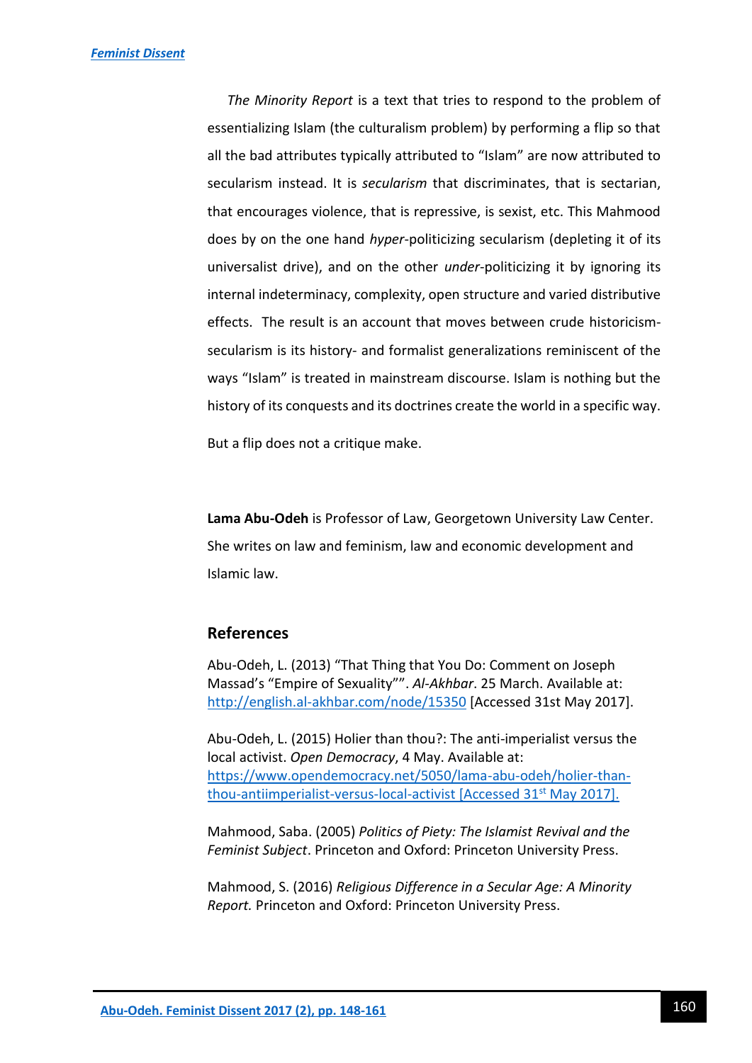*The Minority Report* is a text that tries to respond to the problem of essentializing Islam (the culturalism problem) by performing a flip so that all the bad attributes typically attributed to "Islam" are now attributed to secularism instead. It is *secularism* that discriminates, that is sectarian, that encourages violence, that is repressive, is sexist, etc. This Mahmood does by on the one hand *hyper*-politicizing secularism (depleting it of its universalist drive), and on the other *under*-politicizing it by ignoring its internal indeterminacy, complexity, open structure and varied distributive effects. The result is an account that moves between crude historicism-secularism is its history- and formalist generalizations reminiscent of the ways "Islam" is treated in mainstream discourse. Islam is nothing but the history of its conquests and its doctrines create the world in a specific way.

But a flip does not a critique make.

**Lama Abu-Odeh** is Professor of Law, Georgetown University Law Center. She writes on law and feminism, law and economic development and Islamic law.

## References

Abu-Odeh, L. (2013) "That Thing that You Do: Comment on Joseph Massad's "Empire of Sexuality"". *Al-Akhbar*. 25 March. Available at: http://english.al-akhbar.com/node/15350 [Accessed 31st May 2017].

Abu-Odeh, L. (2015) Holier than thou?: The anti-imperialist versus the local activist. *Open Democracy*, 4 May. Available at: https://www.opendemocracy.net/5050/lama-abu-odeh/holier-than-thou-antiimperialist-versus-local-activist [Accessed 31st May 2017].

Mahmood, Saba. (2005) *Politics of Piety: The Islamist Revival and the Feminist Subject*. Princeton and Oxford: Princeton University Press.

Mahmood, S. (2016) *Religious Difference in a Secular Age: A Minority Report.* Princeton and Oxford: Princeton University Press.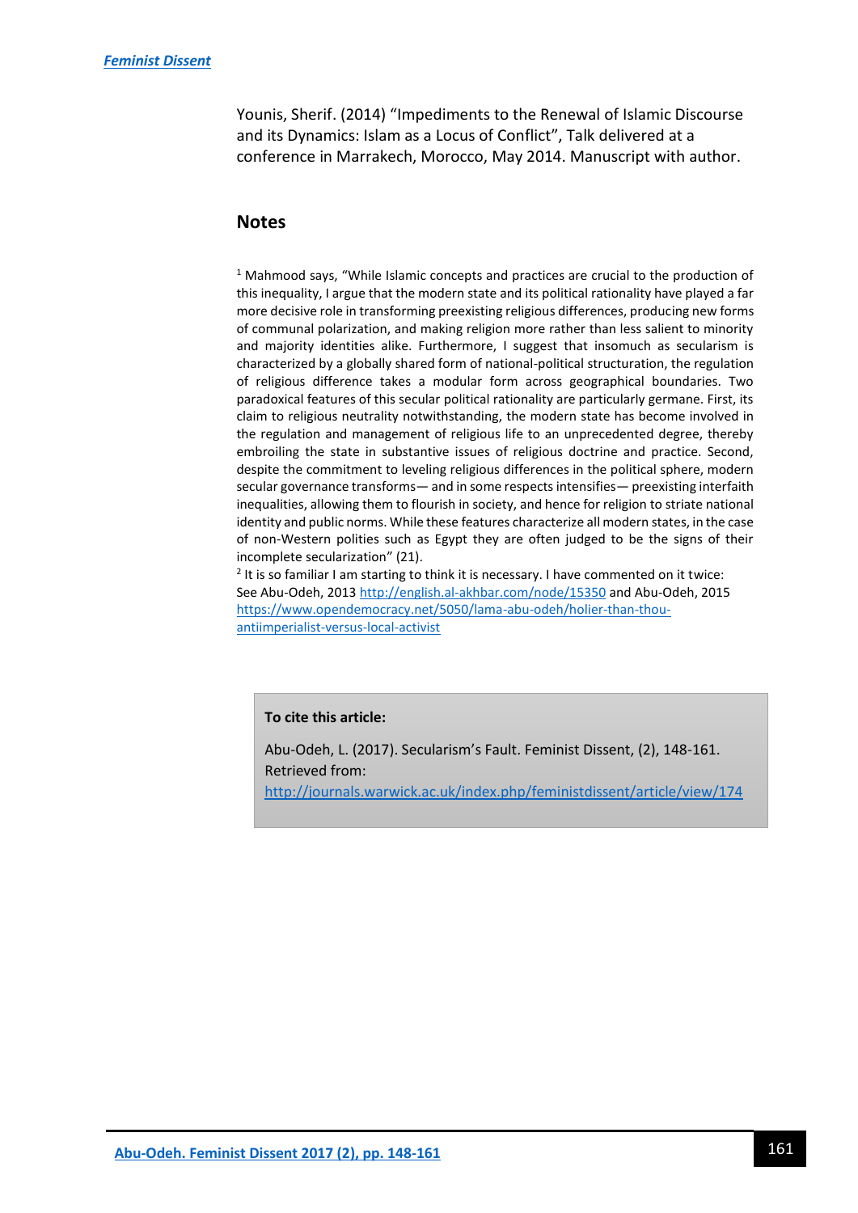Younis, Sherif. (2014) "Impediments to the Renewal of Islamic Discourse and its Dynamics: Islam as a Locus of Conflict", Talk delivered at a conference in Marrakech, Morocco, May 2014. Manuscript with author.

## Notes

[1] Mahmood says, "While Islamic concepts and practices are crucial to the production of this inequality, I argue that the modern state and its political rationality have played a far more decisive role in transforming preexisting religious differences, producing new forms of communal polarization, and making religion more rather than less salient to minority and majority identities alike. Furthermore, I suggest that insomuch as secularism is characterized by a globally shared form of national-political structuration, the regulation of religious difference takes a modular form across geographical boundaries. Two paradoxical features of this secular political rationality are particularly germane. First, its claim to religious neutrality notwithstanding, the modern state has become involved in the regulation and management of religious life to an unprecedented degree, thereby embroiling the state in substantive issues of religious doctrine and practice. Second, despite the commitment to leveling religious differences in the political sphere, modern secular governance transforms— and in some respects intensifies— preexisting interfaith inequalities, allowing them to flourish in society, and hence for religion to striate national identity and public norms. While these features characterize all modern states, in the case of non-Western polities such as Egypt they are often judged to be the signs of their incomplete secularization" (21).

[2] It is so familiar I am starting to think it is necessary. I have commented on it twice: See Abu-Odeh, 2013 http://english.al-akhbar.com/node/15350 and Abu-Odeh, 2015 https://www.opendemocracy.net/5050/lama-abu-odeh/holier-than-thou-antiimperialist-versus-local-activist

**To cite this article:**

Abu-Odeh, L. (2017). Secularism's Fault. Feminist Dissent, (2), 148-161. Retrieved from: http://journals.warwick.ac.uk/index.php/feministdissent/article/view/174